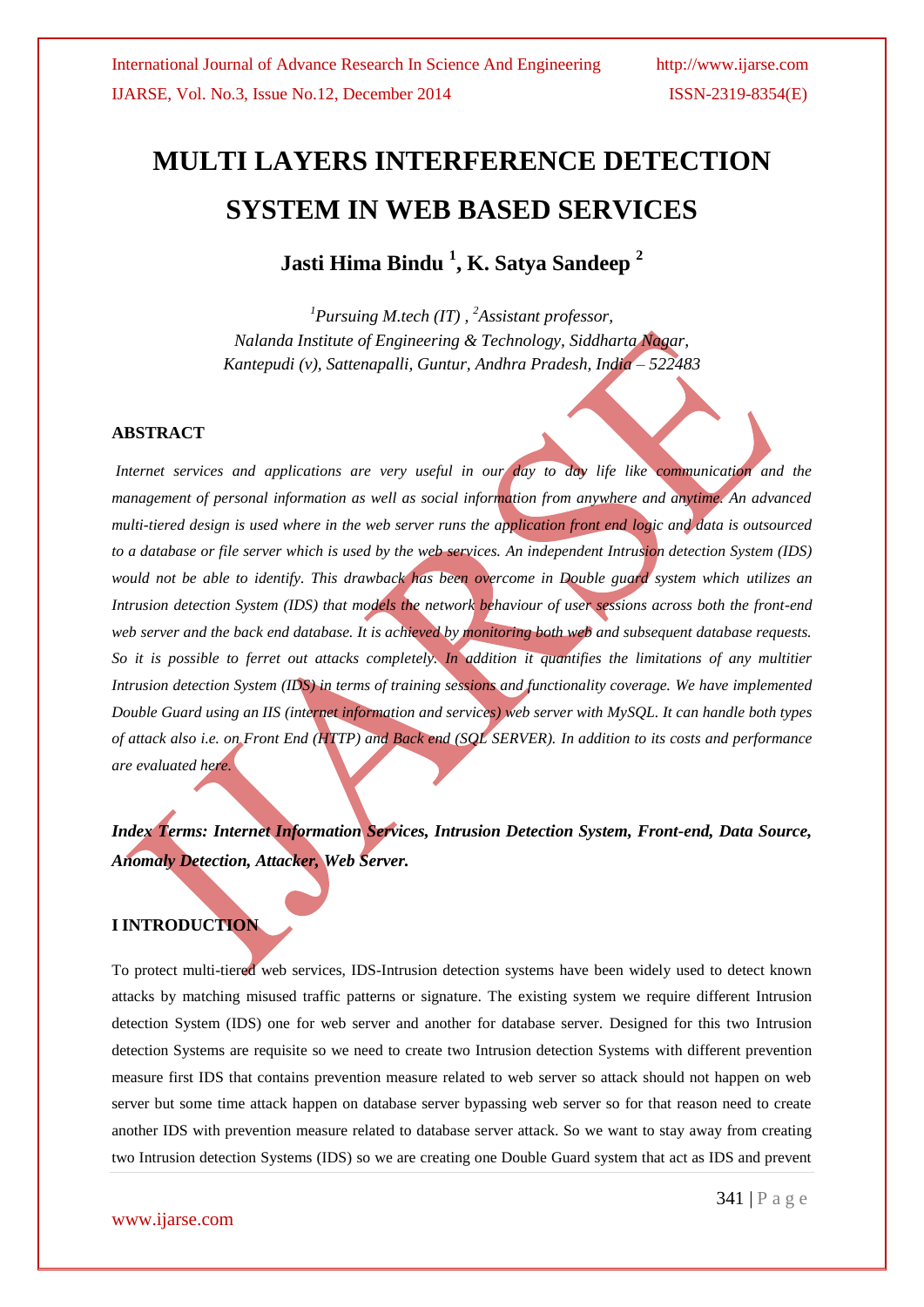# MULTI LAYERS INTERFERENCE DETECTION SYSTEM IN WEB BASED SERVICES

## Jasti Hima Bindu [1], K. Satya Sandeep [2]

*[1]Pursuing M.tech (IT) , [2]Assistant professor,*
*Nalanda Institute of Engineering & Technology, Siddharta Nagar,*
*Kantepudi (v), Sattenapalli, Guntur, Andhra Pradesh, India – 522483*

### ABSTRACT

*Internet services and applications are very useful in our day to day life like communication and the management of personal information as well as social information from anywhere and anytime. An advanced multi-tiered design is used where in the web server runs the application front end logic and data is outsourced to a database or file server which is used by the web services. An independent Intrusion detection System (IDS) would not be able to identify. This drawback has been overcome in Double guard system which utilizes an Intrusion detection System (IDS) that models the network behaviour of user sessions across both the front-end web server and the back end database. It is achieved by monitoring both web and subsequent database requests. So it is possible to ferret out attacks completely. In addition it quantifies the limitations of any multitier Intrusion detection System (IDS) in terms of training sessions and functionality coverage. We have implemented Double Guard using an IIS (internet information and services) web server with MySQL. It can handle both types of attack also i.e. on Front End (HTTP) and Back end (SQL SERVER). In addition to its costs and performance are evaluated here.*

***Index Terms: Internet Information Services, Intrusion Detection System, Front-end, Data Source, Anomaly Detection, Attacker, Web Server.***

### I INTRODUCTION

To protect multi-tiered web services, IDS-Intrusion detection systems have been widely used to detect known attacks by matching misused traffic patterns or signature. The existing system we require different Intrusion detection System (IDS) one for web server and another for database server. Designed for this two Intrusion detection Systems are requisite so we need to create two Intrusion detection Systems with different prevention measure first IDS that contains prevention measure related to web server so attack should not happen on web server but some time attack happen on database server bypassing web server so for that reason need to create another IDS with prevention measure related to database server attack. So we want to stay away from creating two Intrusion detection Systems (IDS) so we are creating one Double Guard system that act as IDS and prevent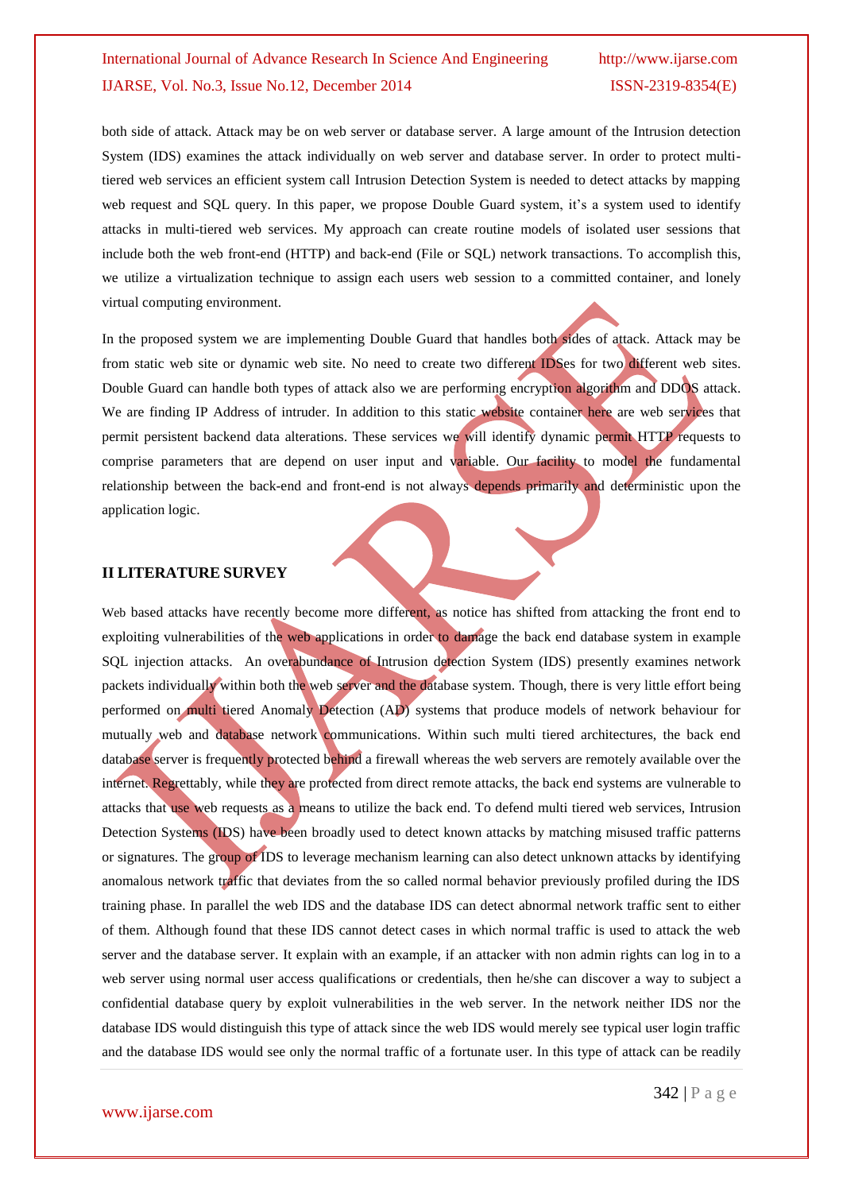both side of attack. Attack may be on web server or database server. A large amount of the Intrusion detection System (IDS) examines the attack individually on web server and database server. In order to protect multi-tiered web services an efficient system call Intrusion Detection System is needed to detect attacks by mapping web request and SQL query. In this paper, we propose Double Guard system, it's a system used to identify attacks in multi-tiered web services. My approach can create routine models of isolated user sessions that include both the web front-end (HTTP) and back-end (File or SQL) network transactions. To accomplish this, we utilize a virtualization technique to assign each users web session to a committed container, and lonely virtual computing environment.

In the proposed system we are implementing Double Guard that handles both sides of attack. Attack may be from static web site or dynamic web site. No need to create two different IDSes for two different web sites. Double Guard can handle both types of attack also we are performing encryption algorithm and DDOS attack. We are finding IP Address of intruder. In addition to this static website container here are web services that permit persistent backend data alterations. These services we will identify dynamic permit HTTP requests to comprise parameters that are depend on user input and variable. Our facility to model the fundamental relationship between the back-end and front-end is not always depends primarily and deterministic upon the application logic.

## II LITERATURE SURVEY

Web based attacks have recently become more different, as notice has shifted from attacking the front end to exploiting vulnerabilities of the web applications in order to damage the back end database system in example SQL injection attacks. An overabundance of Intrusion detection System (IDS) presently examines network packets individually within both the web server and the database system. Though, there is very little effort being performed on multi tiered Anomaly Detection (AD) systems that produce models of network behaviour for mutually web and database network communications. Within such multi tiered architectures, the back end database server is frequently protected behind a firewall whereas the web servers are remotely available over the internet. Regrettably, while they are protected from direct remote attacks, the back end systems are vulnerable to attacks that use web requests as a means to utilize the back end. To defend multi tiered web services, Intrusion Detection Systems (IDS) have been broadly used to detect known attacks by matching misused traffic patterns or signatures. The group of IDS to leverage mechanism learning can also detect unknown attacks by identifying anomalous network traffic that deviates from the so called normal behavior previously profiled during the IDS training phase. In parallel the web IDS and the database IDS can detect abnormal network traffic sent to either of them. Although found that these IDS cannot detect cases in which normal traffic is used to attack the web server and the database server. It explain with an example, if an attacker with non admin rights can log in to a web server using normal user access qualifications or credentials, then he/she can discover a way to subject a confidential database query by exploit vulnerabilities in the web server. In the network neither IDS nor the database IDS would distinguish this type of attack since the web IDS would merely see typical user login traffic and the database IDS would see only the normal traffic of a fortunate user. In this type of attack can be readily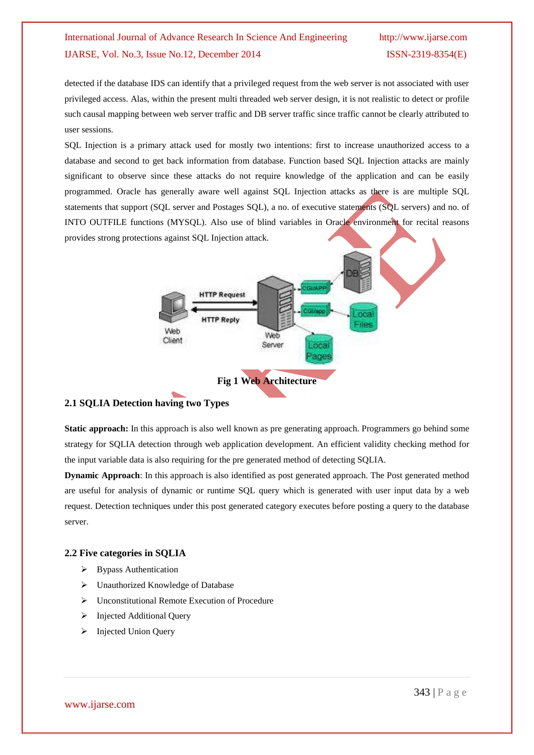detected if the database IDS can identify that a privileged request from the web server is not associated with user privileged access. Alas, within the present multi threaded web server design, it is not realistic to detect or profile such causal mapping between web server traffic and DB server traffic since traffic cannot be clearly attributed to user sessions.

SQL Injection is a primary attack used for mostly two intentions: first to increase unauthorized access to a database and second to get back information from database. Function based SQL Injection attacks are mainly significant to observe since these attacks do not require knowledge of the application and can be easily programmed. Oracle has generally aware well against SQL Injection attacks as there is are multiple SQL statements that support (SQL server and Postages SQL), a no. of executive statements (SQL servers) and no. of INTO OUTFILE functions (MYSQL). Also use of blind variables in Oracle environment for recital reasons provides strong protections against SQL Injection attack.

Fig 1 Web Architecture

### 2.1 SQLIA Detection having two Types

**Static approach:** In this approach is also well known as pre generating approach. Programmers go behind some strategy for SQLIA detection through web application development. An efficient validity checking method for the input variable data is also requiring for the pre generated method of detecting SQLIA.

**Dynamic Approach**: In this approach is also identified as post generated approach. The Post generated method are useful for analysis of dynamic or runtime SQL query which is generated with user input data by a web request. Detection techniques under this post generated category executes before posting a query to the database server.

### 2.2 Five categories in SQLIA

- Bypass Authentication
- Unauthorized Knowledge of Database
- Unconstitutional Remote Execution of Procedure
- Injected Additional Query
- Injected Union Query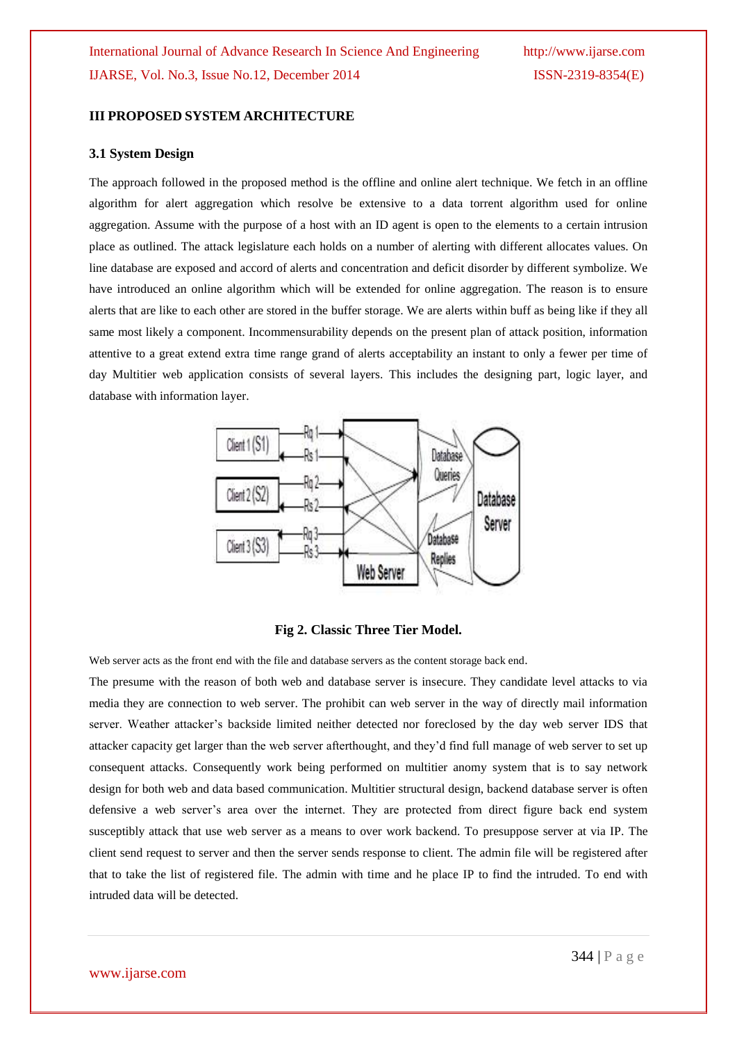## III PROPOSED SYSTEM ARCHITECTURE

### 3.1 System Design

The approach followed in the proposed method is the offline and online alert technique. We fetch in an offline algorithm for alert aggregation which resolve be extensive to a data torrent algorithm used for online aggregation. Assume with the purpose of a host with an ID agent is open to the elements to a certain intrusion place as outlined. The attack legislature each holds on a number of alerting with different allocates values. On line database are exposed and accord of alerts and concentration and deficit disorder by different symbolize. We have introduced an online algorithm which will be extended for online aggregation. The reason is to ensure alerts that are like to each other are stored in the buffer storage. We are alerts within buff as being like if they all same most likely a component. Incommensurability depends on the present plan of attack position, information attentive to a great extend extra time range grand of alerts acceptability an instant to only a fewer per time of day Multitier web application consists of several layers. This includes the designing part, logic layer, and database with information layer.

**Fig 2. Classic Three Tier Model.**

Web server acts as the front end with the file and database servers as the content storage back end.

The presume with the reason of both web and database server is insecure. They candidate level attacks to via media they are connection to web server. The prohibit can web server in the way of directly mail information server. Weather attacker's backside limited neither detected nor foreclosed by the day web server IDS that attacker capacity get larger than the web server afterthought, and they'd find full manage of web server to set up consequent attacks. Consequently work being performed on multitier anomy system that is to say network design for both web and data based communication. Multitier structural design, backend database server is often defensive a web server's area over the internet. They are protected from direct figure back end system susceptibly attack that use web server as a means to over work backend. To presuppose server at via IP. The client send request to server and then the server sends response to client. The admin file will be registered after that to take the list of registered file. The admin with time and he place IP to find the intruded. To end with intruded data will be detected.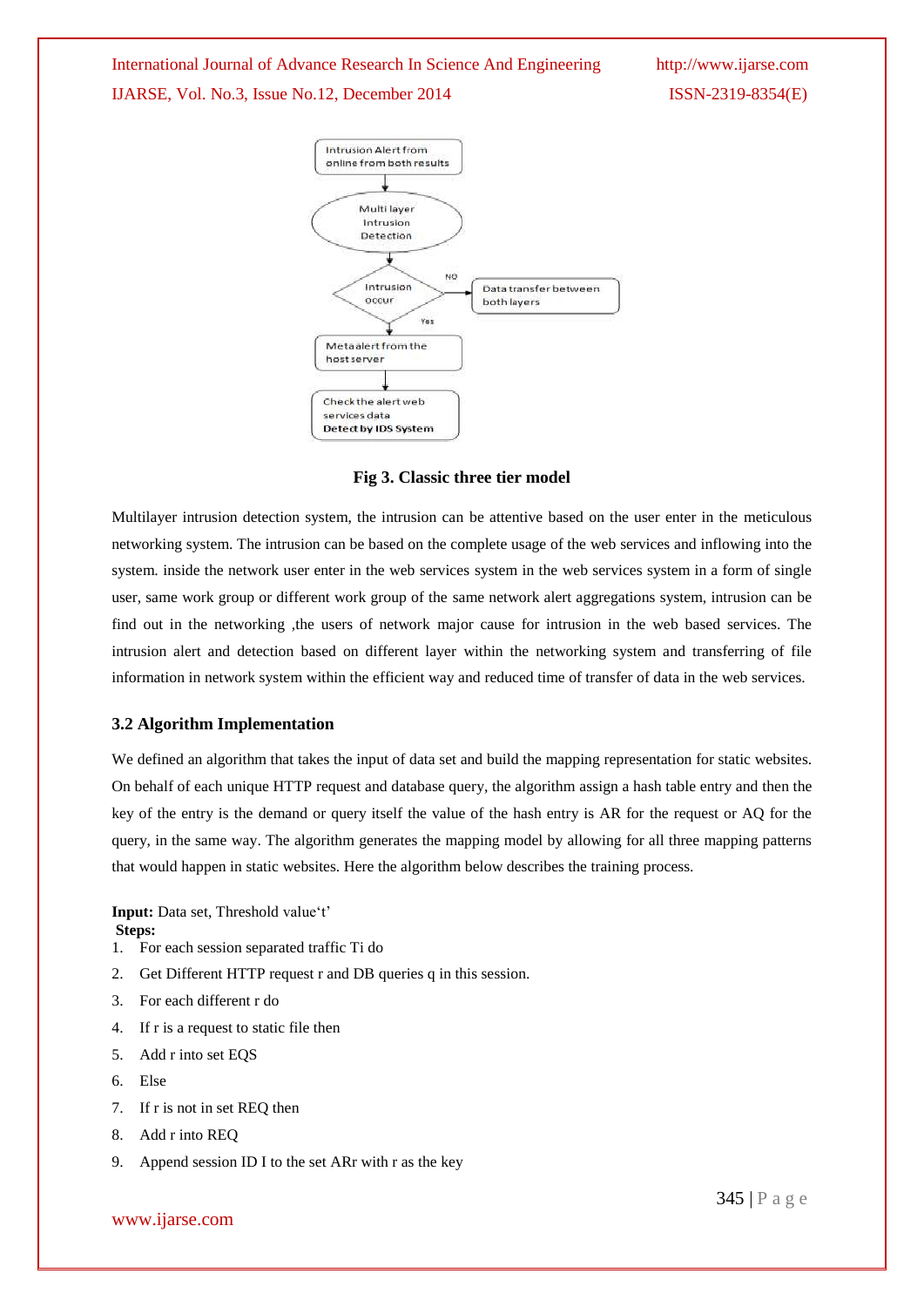Fig 3. Classic three tier model

Multilayer intrusion detection system, the intrusion can be attentive based on the user enter in the meticulous networking system. The intrusion can be based on the complete usage of the web services and inflowing into the system. inside the network user enter in the web services system in the web services system in a form of single user, same work group or different work group of the same network alert aggregations system, intrusion can be find out in the networking ,the users of network major cause for intrusion in the web based services. The intrusion alert and detection based on different layer within the networking system and transferring of file information in network system within the efficient way and reduced time of transfer of data in the web services.

### 3.2 Algorithm Implementation

We defined an algorithm that takes the input of data set and build the mapping representation for static websites. On behalf of each unique HTTP request and database query, the algorithm assign a hash table entry and then the key of the entry is the demand or query itself the value of the hash entry is AR for the request or AQ for the query, in the same way. The algorithm generates the mapping model by allowing for all three mapping patterns that would happen in static websites. Here the algorithm below describes the training process.

**Input:** Data set, Threshold value't'

**Steps:**

1. For each session separated traffic Ti do
2. Get Different HTTP request r and DB queries q in this session.
3. For each different r do
4. If r is a request to static file then
5. Add r into set EQS
6. Else
7. If r is not in set REQ then
8. Add r into REQ
9. Append session ID I to the set ARr with r as the key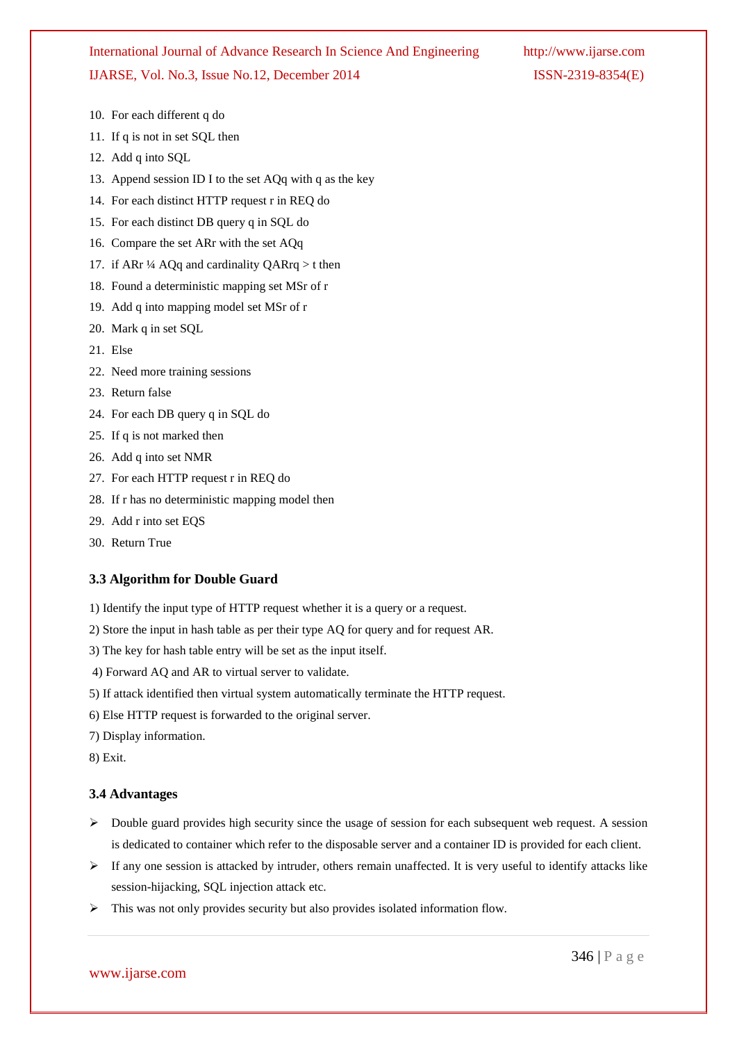10. For each different q do
11. If q is not in set SQL then
12. Add q into SQL
13. Append session ID I to the set AQq with q as the key
14. For each distinct HTTP request r in REQ do
15. For each distinct DB query q in SQL do
16. Compare the set ARr with the set AQq
17. if ARr ¼ AQq and cardinality QARrq > t then
18. Found a deterministic mapping set MSr of r
19. Add q into mapping model set MSr of r
20. Mark q in set SQL
21. Else
22. Need more training sessions
23. Return false
24. For each DB query q in SQL do
25. If q is not marked then
26. Add q into set NMR
27. For each HTTP request r in REQ do
28. If r has no deterministic mapping model then
29. Add r into set EQS
30. Return True

### 3.3 Algorithm for Double Guard

1) Identify the input type of HTTP request whether it is a query or a request.

2) Store the input in hash table as per their type AQ for query and for request AR.

3) The key for hash table entry will be set as the input itself.

4) Forward AQ and AR to virtual server to validate.

5) If attack identified then virtual system automatically terminate the HTTP request.

6) Else HTTP request is forwarded to the original server.

7) Display information.

8) Exit.

### 3.4 Advantages

- Double guard provides high security since the usage of session for each subsequent web request. A session is dedicated to container which refer to the disposable server and a container ID is provided for each client.
- If any one session is attacked by intruder, others remain unaffected. It is very useful to identify attacks like session-hijacking, SQL injection attack etc.
- This was not only provides security but also provides isolated information flow.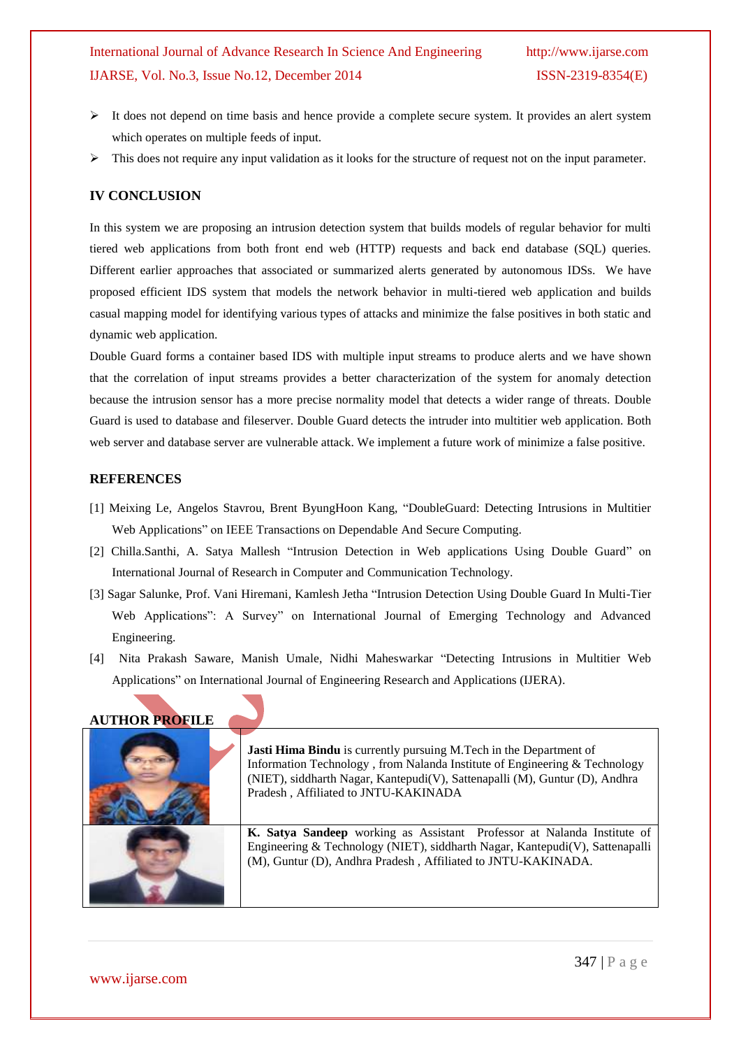- It does not depend on time basis and hence provide a complete secure system. It provides an alert system which operates on multiple feeds of input.
- This does not require any input validation as it looks for the structure of request not on the input parameter.

## IV CONCLUSION

In this system we are proposing an intrusion detection system that builds models of regular behavior for multi tiered web applications from both front end web (HTTP) requests and back end database (SQL) queries. Different earlier approaches that associated or summarized alerts generated by autonomous IDSs. We have proposed efficient IDS system that models the network behavior in multi-tiered web application and builds casual mapping model for identifying various types of attacks and minimize the false positives in both static and dynamic web application.

Double Guard forms a container based IDS with multiple input streams to produce alerts and we have shown that the correlation of input streams provides a better characterization of the system for anomaly detection because the intrusion sensor has a more precise normality model that detects a wider range of threats. Double Guard is used to database and fileserver. Double Guard detects the intruder into multitier web application. Both web server and database server are vulnerable attack. We implement a future work of minimize a false positive.

## REFERENCES

[1] Meixing Le, Angelos Stavrou, Brent ByungHoon Kang, "DoubleGuard: Detecting Intrusions in Multitier Web Applications" on IEEE Transactions on Dependable And Secure Computing.

[2] Chilla.Santhi, A. Satya Mallesh "Intrusion Detection in Web applications Using Double Guard" on International Journal of Research in Computer and Communication Technology.

[3] Sagar Salunke, Prof. Vani Hiremani, Kamlesh Jetha "Intrusion Detection Using Double Guard In Multi-Tier Web Applications": A Survey" on International Journal of Emerging Technology and Advanced Engineering.

[4] Nita Prakash Saware, Manish Umale, Nidhi Maheswarkar "Detecting Intrusions in Multitier Web Applications" on International Journal of Engineering Research and Applications (IJERA).

## AUTHOR PROFILE

| | |
|---|---|
| | **Jasti Hima Bindu** is currently pursuing M.Tech in the Department of Information Technology , from Nalanda Institute of Engineering & Technology (NIET), siddharth Nagar, Kantepudi(V), Sattenapalli (M), Guntur (D), Andhra Pradesh , Affiliated to JNTU-KAKINADA |
| | **K. Satya Sandeep** working as Assistant Professor at Nalanda Institute of Engineering & Technology (NIET), siddharth Nagar, Kantepudi(V), Sattenapalli (M), Guntur (D), Andhra Pradesh , Affiliated to JNTU-KAKINADA. |